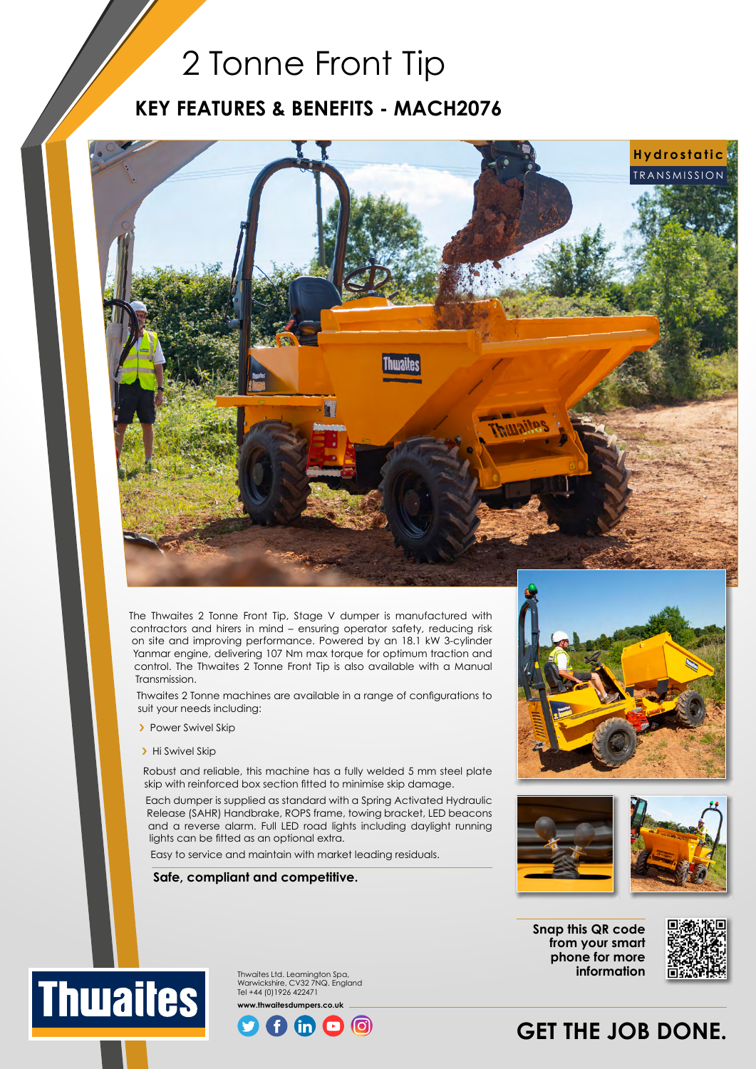# 2 Tonne Front Tip

## KEY FEATURES & BENEFITS - MACH2076

**Hydrostatic** TRANSMISSION

The Thwaites 2 Tonne Front Tip, Stage V dumper is manufactured with contractors and hirers in mind – ensuring operator safety, reducing risk on site and improving performance. Powered by an 18.1 kW 3-cylinder Yanmar engine, delivering 107 Nm max torque for optimum traction and control. The Thwaites 2 Tonne Front Tip is also available with a Manual Transmission.

Thwaites 2 Tonne machines are available in a range of configurations to suit your needs including:

- Power Swivel Skip
- Hi Swivel Skip

Robust and reliable, this machine has a fully welded 5 mm steel plate skip with reinforced box section fitted to minimise skip damage.

Each dumper is supplied as standard with a Spring Activated Hydraulic Release (SAHR) Handbrake, ROPS frame, towing bracket, LED beacons and a reverse alarm. Full LED road lights including daylight running lights can be fitted as an optional extra.

Easy to service and maintain with market leading residuals.

**Safe, compliant and competitive.**

**Snap this QR code from your smart phone for more information**

Thwaites Ltd. Leamington Spa, Warwickshire, CV32 7NQ. England
Tel +44 (0)1926 422471

**www.thwaitesdumpers.co.uk**

**GET THE JOB DONE.**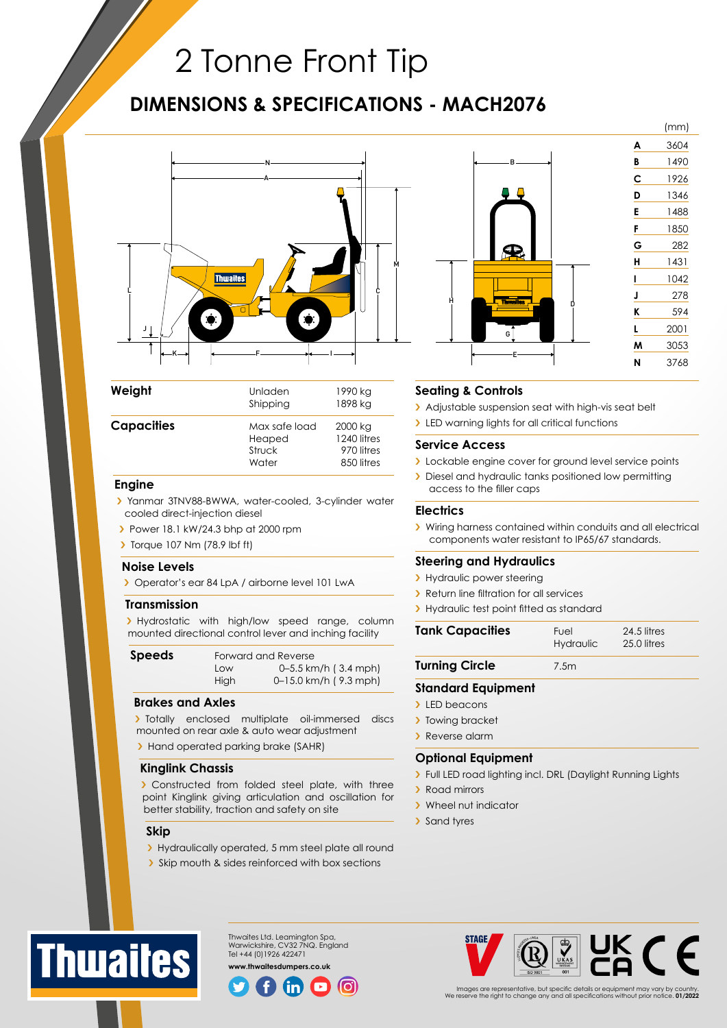# 2 Tonne Front Tip

## DIMENSIONS & SPECIFICATIONS - MACH2076

| | (mm) |
|---|---|
| A | 3604 |
| B | 1490 |
| C | 1926 |
| D | 1346 |
| E | 1488 |
| F | 1850 |
| G | 282 |
| H | 1431 |
| I | 1042 |
| J | 278 |
| K | 594 |
| L | 2001 |
| M | 3053 |
| N | 3768 |

| | | |
|---|---|---|
| **Weight** | Unladen | 1990 kg |
| | Shipping | 1898 kg |
| **Capacities** | Max safe load | 2000 kg |
| | Heaped | 1240 litres |
| | Struck | 970 litres |
| | Water | 850 litres |

### Engine

- Yanmar 3TNV88-BWWA, water-cooled, 3-cylinder water cooled direct-injection diesel
- Power 18.1 kW/24.3 bhp at 2000 rpm
- Torque 107 Nm (78.9 lbf ft)

### Noise Levels

- Operator's ear 84 LpA / airborne level 101 LwA

### Transmission

- Hydrostatic with high/low speed range, column mounted directional control lever and inching facility

| | | |
|---|---|---|
| **Speeds** | Forward and Reverse | |
| | Low | 0–5.5 km/h ( 3.4 mph) |
| | High | 0–15.0 km/h ( 9.3 mph) |

### Brakes and Axles

- Totally enclosed multiplate oil-immersed discs mounted on rear axle & auto wear adjustment
- Hand operated parking brake (SAHR)

### Kinglink Chassis

- Constructed from folded steel plate, with three point Kinglink giving articulation and oscillation for better stability, traction and safety on site

### Skip

- Hydraulically operated, 5 mm steel plate all round
- Skip mouth & sides reinforced with box sections

### Seating & Controls

- Adjustable suspension seat with high-vis seat belt
- LED warning lights for all critical functions

### Service Access

- Lockable engine cover for ground level service points
- Diesel and hydraulic tanks positioned low permitting access to the filler caps

### Electrics

- Wiring harness contained within conduits and all electrical components water resistant to IP65/67 standards.

### Steering and Hydraulics

- Hydraulic power steering
- Return line filtration for all services
- Hydraulic test point fitted as standard

| | | |
|---|---|---|
| **Tank Capacities** | Fuel | 24.5 litres |
| | Hydraulic | 25.0 litres |
| **Turning Circle** | 7.5m | |

### Standard Equipment

- LED beacons
- Towing bracket
- Reverse alarm

### Optional Equipment

- Full LED road lighting incl. DRL (Daylight Running Lights
- Road mirrors
- Wheel nut indicator
- Sand tyres

Thwaites Ltd. Leamington Spa, Warwickshire, CV32 7NQ. England
Tel +44 (0)1926 422471
**www.thwaitesdumpers.co.uk**

Images are representative, but specific details or equipment may vary by country. We reserve the right to change any and all specifications without prior notice. **01/2022**